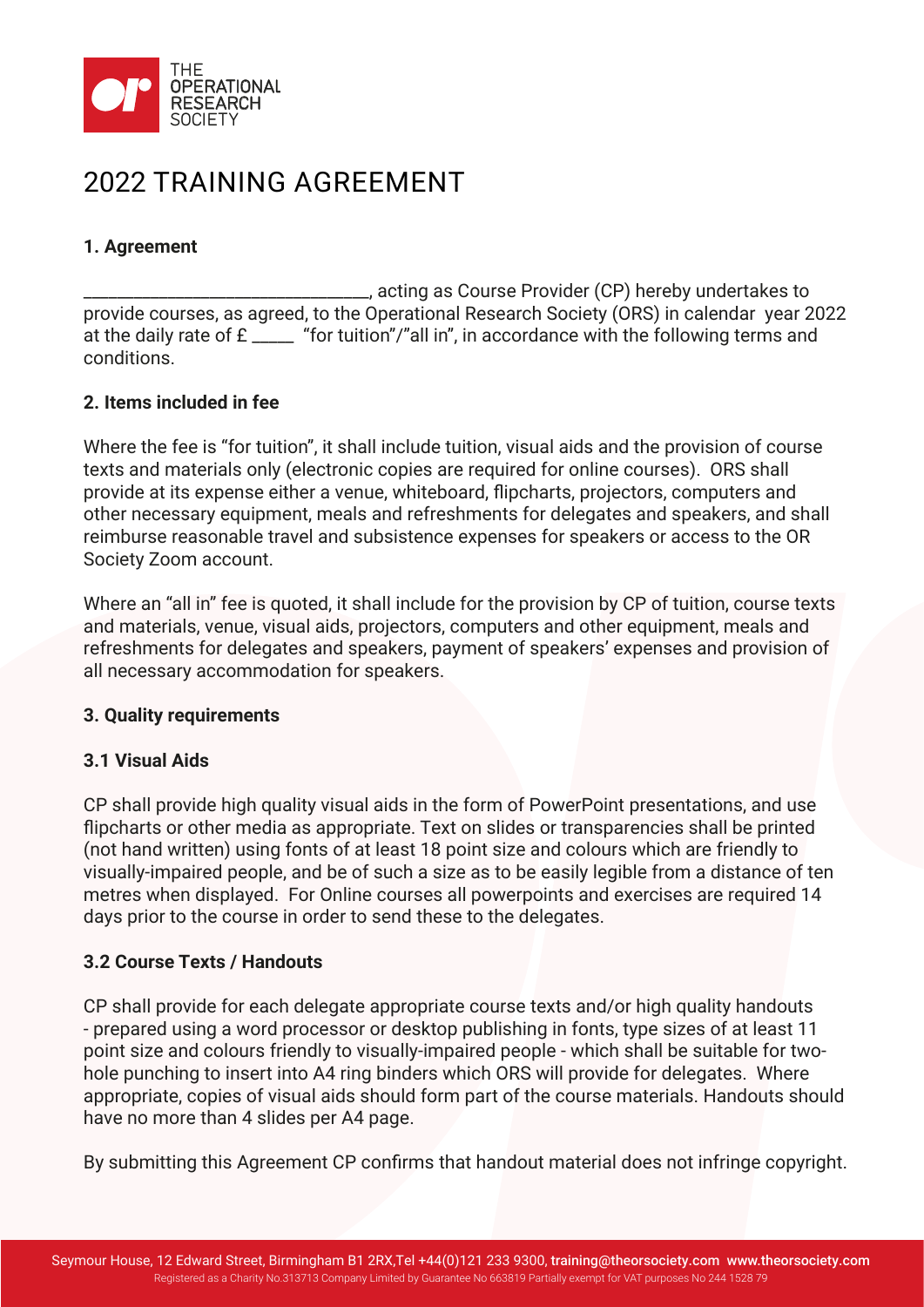# 2022 TRAINING AGREEMENT

## 1. Agreement

______________________________, acting as Course Provider (CP) hereby undertakes to provide courses, as agreed, to the Operational Research Society (ORS) in calendar year 2022 at the daily rate of £ _____ "for tuition"/"all in", in accordance with the following terms and conditions.

## 2. Items included in fee

Where the fee is "for tuition", it shall include tuition, visual aids and the provision of course texts and materials only (electronic copies are required for online courses). ORS shall provide at its expense either a venue, whiteboard, flipcharts, projectors, computers and other necessary equipment, meals and refreshments for delegates and speakers, and shall reimburse reasonable travel and subsistence expenses for speakers or access to the OR Society Zoom account.

Where an "all in" fee is quoted, it shall include for the provision by CP of tuition, course texts and materials, venue, visual aids, projectors, computers and other equipment, meals and refreshments for delegates and speakers, payment of speakers' expenses and provision of all necessary accommodation for speakers.

## 3. Quality requirements

### 3.1 Visual Aids

CP shall provide high quality visual aids in the form of PowerPoint presentations, and use flipcharts or other media as appropriate. Text on slides or transparencies shall be printed (not hand written) using fonts of at least 18 point size and colours which are friendly to visually-impaired people, and be of such a size as to be easily legible from a distance of ten metres when displayed. For Online courses all powerpoints and exercises are required 14 days prior to the course in order to send these to the delegates.

### 3.2 Course Texts / Handouts

CP shall provide for each delegate appropriate course texts and/or high quality handouts - prepared using a word processor or desktop publishing in fonts, type sizes of at least 11 point size and colours friendly to visually-impaired people - which shall be suitable for two-hole punching to insert into A4 ring binders which ORS will provide for delegates. Where appropriate, copies of visual aids should form part of the course materials. Handouts should have no more than 4 slides per A4 page.

By submitting this Agreement CP confirms that handout material does not infringe copyright.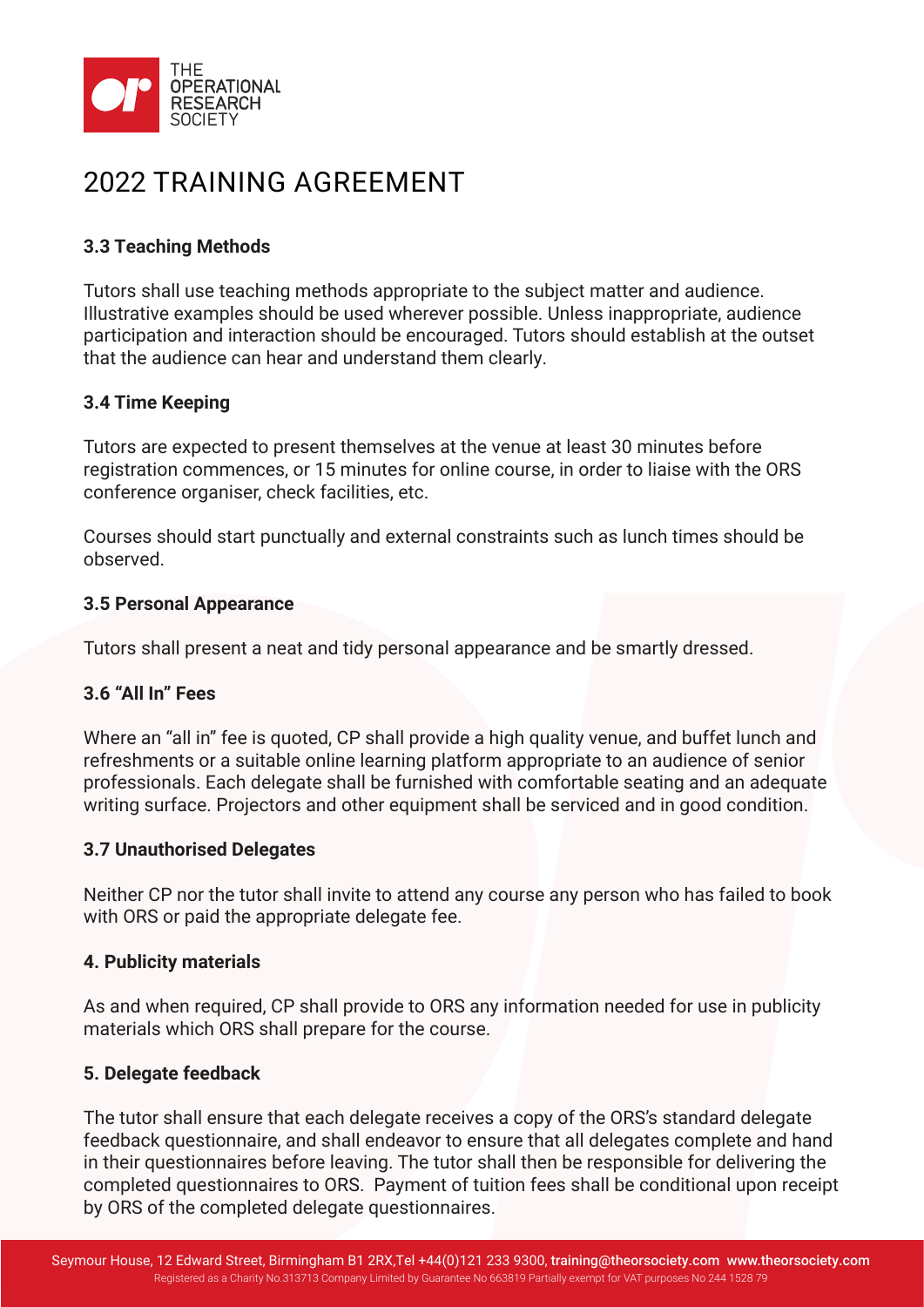# 2022 TRAINING AGREEMENT

### 3.3 Teaching Methods

Tutors shall use teaching methods appropriate to the subject matter and audience. Illustrative examples should be used wherever possible. Unless inappropriate, audience participation and interaction should be encouraged. Tutors should establish at the outset that the audience can hear and understand them clearly.

### 3.4 Time Keeping

Tutors are expected to present themselves at the venue at least 30 minutes before registration commences, or 15 minutes for online course, in order to liaise with the ORS conference organiser, check facilities, etc.

Courses should start punctually and external constraints such as lunch times should be observed.

### 3.5 Personal Appearance

Tutors shall present a neat and tidy personal appearance and be smartly dressed.

### 3.6 "All In" Fees

Where an "all in" fee is quoted, CP shall provide a high quality venue, and buffet lunch and refreshments or a suitable online learning platform appropriate to an audience of senior professionals. Each delegate shall be furnished with comfortable seating and an adequate writing surface. Projectors and other equipment shall be serviced and in good condition.

### 3.7 Unauthorised Delegates

Neither CP nor the tutor shall invite to attend any course any person who has failed to book with ORS or paid the appropriate delegate fee.

### 4. Publicity materials

As and when required, CP shall provide to ORS any information needed for use in publicity materials which ORS shall prepare for the course.

### 5. Delegate feedback

The tutor shall ensure that each delegate receives a copy of the ORS's standard delegate feedback questionnaire, and shall endeavor to ensure that all delegates complete and hand in their questionnaires before leaving. The tutor shall then be responsible for delivering the completed questionnaires to ORS. Payment of tuition fees shall be conditional upon receipt by ORS of the completed delegate questionnaires.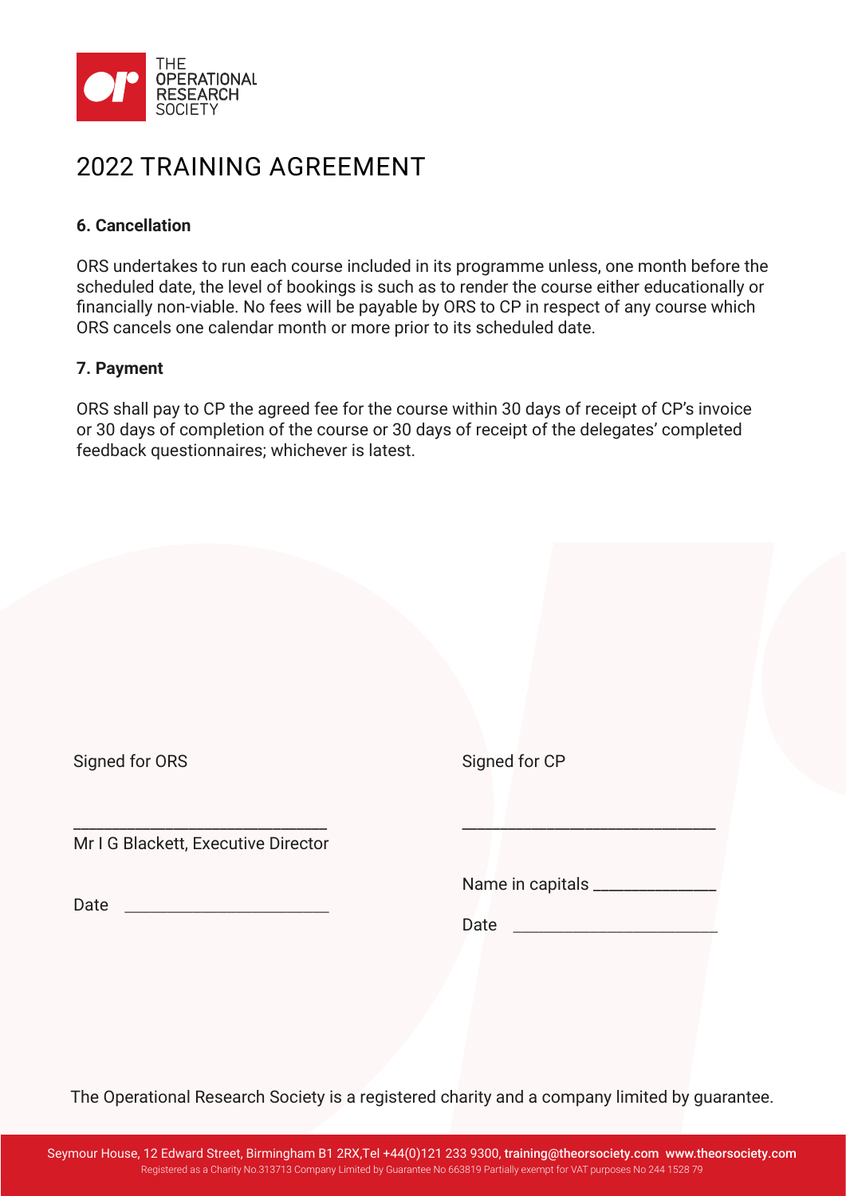THE OPERATIONAL RESEARCH SOCIETY

# 2022 TRAINING AGREEMENT

**6. Cancellation**

ORS undertakes to run each course included in its programme unless, one month before the scheduled date, the level of bookings is such as to render the course either educationally or financially non-viable. No fees will be payable by ORS to CP in respect of any course which ORS cancels one calendar month or more prior to its scheduled date.

**7. Payment**

ORS shall pay to CP the agreed fee for the course within 30 days of receipt of CP's invoice or 30 days of completion of the course or 30 days of receipt of the delegates' completed feedback questionnaires; whichever is latest.

Signed for ORS

_____________________________

Mr I G Blackett, Executive Director

Date _______________________

Signed for CP

_____________________________

Name in capitals _____________

Date _______________________

The Operational Research Society is a registered charity and a company limited by guarantee.

Seymour House, 12 Edward Street, Birmingham B1 2RX,Tel +44(0)121 233 9300, training@theorsociety.com www.theorsociety.com
Registered as a Charity No.313713 Company Limited by Guarantee No 663819 Partially exempt for VAT purposes No 244 1528 79